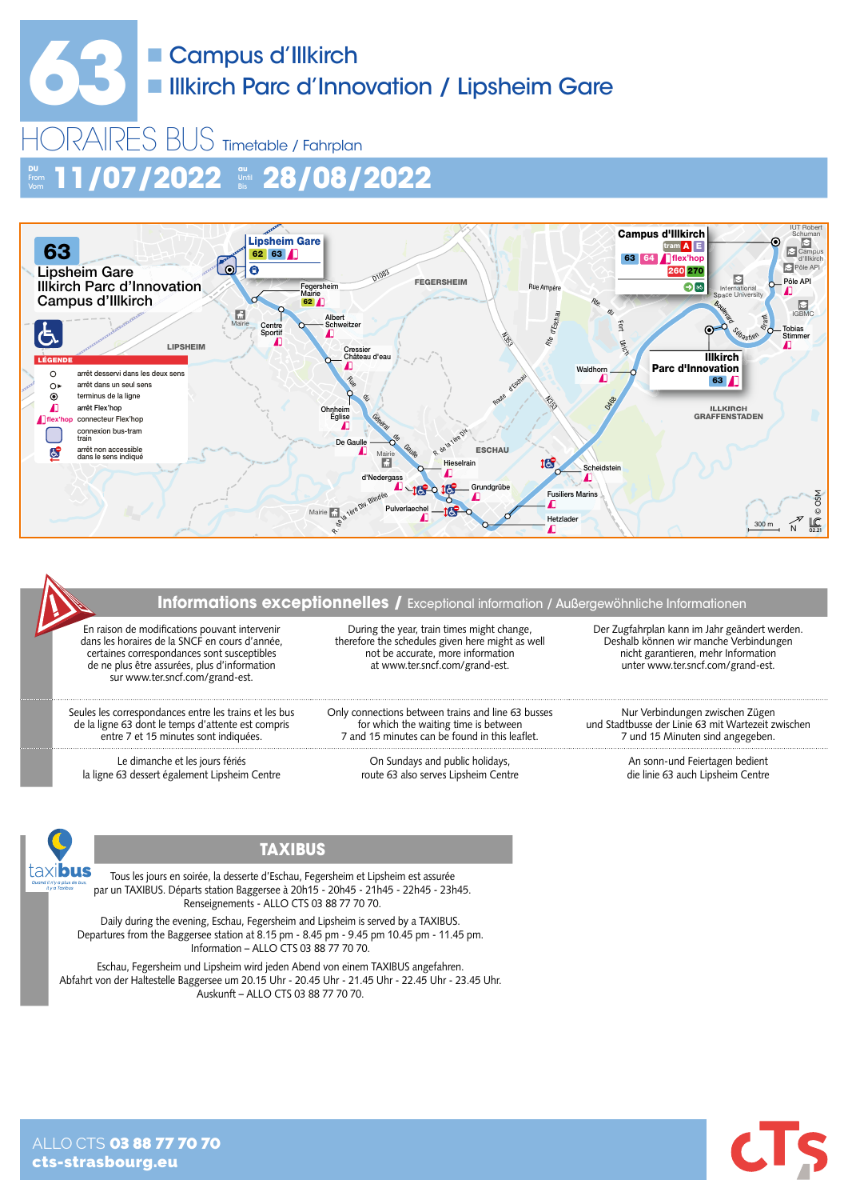# 63

## ■ Campus d'Illkirch
## ■ Illkirch Parc d'Innovation / Lipsheim Gare

# HORAIRES BUS Timetable / Fahrplan

**DU** From Vom **11/07/2022** **au** Until Bis **28/08/2022**

**63**
Lipsheim Gare
Illkirch Parc d'Innovation
Campus d'Illkirch

**LEGENDE**

- arrêt desservi dans les deux sens
- arrêt dans un seul sens
- terminus de la ligne
- arrêt Flex'hop
- flex'hop connecteur Flex'hop
- connexion bus-tram train
- arrêt non accessible dans le sens indiqué

Arrêts : Lipsheim Gare (62, 63) – Fegersheim Mairie (62) – Centre Sportif – Albert Schweitzer – Cressier Château d'eau – Ohnheim Eglise – De Gaulle – d'Nedergass – Hieselrain – Pulverlaechel – Grundgrübe – Hetzlader – Fusiliers Marins – Scheidstein – Waldhorn – Illkirch Parc d'Innovation (63) – Tobias Stimmer – IGBMC – Pôle API – Campus d'Illkirch (tram A E, 63, 64, flex'hop, 260, 270)

## Informations exceptionnelles / Exceptional information / Außergewöhnliche Informationen

En raison de modifications pouvant intervenir dans les horaires de la SNCF en cours d'année, certaines correspondances sont susceptibles de ne plus être assurées, plus d'information sur www.ter.sncf.com/grand-est.

During the year, train times might change, therefore the schedules given here might as well not be accurate, more information at www.ter.sncf.com/grand-est.

Der Zugfahrplan kann im Jahr geändert werden. Deshalb können wir manche Verbindungen nicht garantieren, mehr Information unter www.ter.sncf.com/grand-est.

Seules les correspondances entre les trains et les bus de la ligne 63 dont le temps d'attente est compris entre 7 et 15 minutes sont indiquées.

Only connections between trains and line 63 busses for which the waiting time is between 7 and 15 minutes can be found in this leaflet.

Nur Verbindungen zwischen Zügen und Stadtbusse der Linie 63 mit Wartezeit zwischen 7 und 15 Minuten sind angegeben.

Le dimanche et les jours fériés la ligne 63 dessert également Lipsheim Centre

On Sundays and public holidays, route 63 also serves Lipsheim Centre

An sonn-und Feiertagen bedient die linie 63 auch Lipsheim Centre

## TAXIBUS

Tous les jours en soirée, la desserte d'Eschau, Fegersheim et Lipsheim est assurée par un TAXIBUS. Départs station Baggersee à 20h15 - 20h45 - 21h45 - 22h45 - 23h45. Renseignements - ALLO CTS 03 88 77 70 70.

Daily during the evening, Eschau, Fegersheim and Lipsheim is served by a TAXIBUS. Departures from the Baggersee station at 8.15 pm - 8.45 pm - 9.45 pm 10.45 pm - 11.45 pm. Information – ALLO CTS 03 88 77 70 70.

Eschau, Fegersheim und Lipsheim wird jeden Abend von einem TAXIBUS angefahren. Abfahrt von der Haltestelle Baggersee um 20.15 Uhr - 20.45 Uhr - 21.45 Uhr - 22.45 Uhr - 23.45 Uhr. Auskunft – ALLO CTS 03 88 77 70 70.

ALLO CTS **03 88 77 70 70**
**cts-strasbourg.eu**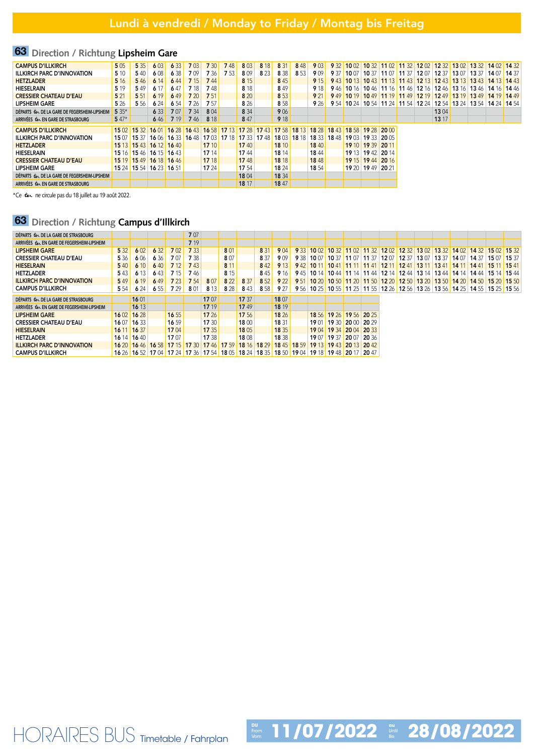# Lundi à vendredi / Monday to Friday / Montag bis Freitag

## 63 Direction / Richtung Lipsheim Gare

| | | | | | | | | | | | | | | | | | | | | | | | |
|---|---|---|---|---|---|---|---|---|---|---|---|---|---|---|---|---|---|---|---|---|---|---|---|
| CAMPUS D'ILLKIRCH | 5 05 | 5 35 | 6 03 | 6 33 | 7 03 | 7 30 | 7 48 | 8 03 | 8 18 | 8 31 | 8 48 | 9 03 | 9 32 | 10 02 | 10 32 | 11 02 | 11 32 | 12 02 | 12 32 | 13 02 | 13 32 | 14 02 | 14 32 |
| ILLKIRCH PARC D'INNOVATION | 5 10 | 5 40 | 6 08 | 6 38 | 7 09 | 7 36 | 7 53 | 8 09 | 8 23 | 8 38 | 8 53 | 9 09 | 9 37 | 10 07 | 10 37 | 11 07 | 11 37 | 12 07 | 12 37 | 13 07 | 13 37 | 14 07 | 14 37 |
| HETZLADER | 5 16 | 5 46 | 6 14 | 6 44 | 7 15 | 7 44 | | 8 15 | | 8 45 | | 9 15 | 9 43 | 10 13 | 10 43 | 11 13 | 11 43 | 12 13 | 12 43 | 13 13 | 13 43 | 14 13 | 14 43 |
| HIESELRAIN | 5 19 | 5 49 | 6 17 | 6 47 | 7 18 | 7 48 | | 8 18 | | 8 49 | | 9 18 | 9 46 | 10 16 | 10 46 | 11 16 | 11 46 | 12 16 | 12 46 | 13 16 | 13 46 | 14 16 | 14 46 |
| CRESSIER CHATEAU D'EAU | 5 21 | 5 51 | 6 19 | 6 49 | 7 20 | 7 51 | | 8 20 | | 8 53 | | 9 21 | 9 49 | 10 19 | 10 49 | 11 19 | 11 49 | 12 19 | 12 49 | 13 19 | 13 49 | 14 19 | 14 49 |
| LIPSHEIM GARE | 5 26 | 5 56 | 6 24 | 6 54 | 7 26 | 7 57 | | 8 26 | | 8 58 | | 9 26 | 9 54 | 10 24 | 10 54 | 11 24 | 11 54 | 12 24 | 12 54 | 13 24 | 13 54 | 14 24 | 14 54 |
| DÉPARTS TER DE LA GARE DE FEGERSHEIM-LIPSHEIM | 5 35* | | 6 33 | 7 07 | 7 34 | 8 04 | | 8 34 | | 9 06 | | | | | | | | | 13 04 | | | | |
| ARRIVÉES TER EN GARE DE STRASBOURG | 5 47* | | 6 46 | 7 19 | 7 46 | 8 18 | | 8 47 | | 9 18 | | | | | | | | | 13 17 | | | | |

| | | | | | | | | | | | | | | | | |
|---|---|---|---|---|---|---|---|---|---|---|---|---|---|---|---|---|
| CAMPUS D'ILLKIRCH | 15 02 | 15 32 | 16 01 | 16 28 | 16 43 | 16 58 | 17 13 | 17 28 | 17 43 | 17 58 | 18 13 | 18 28 | 18 43 | 18 58 | 19 28 | 20 00 |
| ILLKIRCH PARC D'INNOVATION | 15 07 | 15 37 | 16 06 | 16 33 | 16 48 | 17 03 | 17 18 | 17 33 | 17 48 | 18 03 | 18 18 | 18 33 | 18 48 | 19 03 | 19 33 | 20 05 |
| HETZLADER | 15 13 | 15 43 | 16 12 | 16 40 | | 17 10 | | 17 40 | | 18 10 | | 18 40 | | 19 10 | 19 39 | 20 11 |
| HIESELRAIN | 15 16 | 15 46 | 16 15 | 16 43 | | 17 14 | | 17 44 | | 18 14 | | 18 44 | | 19 13 | 19 42 | 20 14 |
| CRESSIER CHATEAU D'EAU | 15 19 | 15 49 | 16 18 | 16 46 | | 17 18 | | 17 48 | | 18 18 | | 18 48 | | 19 15 | 19 44 | 20 16 |
| LIPSHEIM GARE | 15 24 | 15 54 | 16 23 | 16 51 | | 17 24 | | 17 54 | | 18 24 | | 18 54 | | 19 20 | 19 49 | 20 21 |
| DÉPARTS TER DE LA GARE DE FEGERSHEIM-LIPSHEIM | | | | | | | | 18 04 | | 18 34 | | | | | | |
| ARRIVÉES TER EN GARE DE STRASBOURG | | | | | | | | 18 17 | | 18 47 | | | | | | |

*Ce TER ne circule pas du 18 juillet au 19 août 2022.

## 63 Direction / Richtung Campus d'Illkirch

| | | | | | | | | | | | | | | | | | | | | | | | |
|---|---|---|---|---|---|---|---|---|---|---|---|---|---|---|---|---|---|---|---|---|---|---|---|
| DÉPARTS TER DE LA GARE DE STRASBOURG | | | | | 7 07 | | | | | | | | | | | | | | | | | | |
| ARRIVÉES TER EN GARE DE FEGERSHEIM-LIPSHEIM | | | | | 7 19 | | | | | | | | | | | | | | | | | | |
| LIPSHEIM GARE | 5 32 | 6 02 | 6 32 | 7 02 | 7 33 | | 8 01 | | 8 31 | 9 04 | 9 33 | 10 02 | 10 32 | 11 02 | 11 32 | 12 02 | 12 32 | 13 02 | 13 32 | 14 02 | 14 32 | 15 02 | 15 32 |
| CRESSIER CHATEAU D'EAU | 5 36 | 6 06 | 6 36 | 7 07 | 7 38 | | 8 07 | | 8 37 | 9 09 | 9 38 | 10 07 | 10 37 | 11 07 | 11 37 | 12 07 | 12 37 | 13 07 | 13 37 | 14 07 | 14 37 | 15 07 | 15 37 |
| HIESELRAIN | 5 40 | 6 10 | 6 40 | 7 12 | 7 43 | | 8 11 | | 8 42 | 9 13 | 9 42 | 10 11 | 10 41 | 11 11 | 11 41 | 12 11 | 12 41 | 13 11 | 13 41 | 14 11 | 14 41 | 15 11 | 15 41 |
| HETZLADER | 5 43 | 6 13 | 6 43 | 7 15 | 7 46 | | 8 15 | | 8 45 | 9 16 | 9 45 | 10 14 | 10 44 | 11 14 | 11 44 | 12 14 | 12 44 | 13 14 | 13 44 | 14 14 | 14 44 | 15 14 | 15 44 |
| ILLKIRCH PARC D'INNOVATION | 5 49 | 6 19 | 6 49 | 7 23 | 7 54 | 8 07 | 8 22 | 8 37 | 8 52 | 9 22 | 9 51 | 10 20 | 10 50 | 11 20 | 11 50 | 12 20 | 12 50 | 13 20 | 13 50 | 14 20 | 14 50 | 15 20 | 15 50 |
| CAMPUS D'ILLKIRCH | 5 54 | 6 24 | 6 55 | 7 29 | 8 01 | 8 13 | 8 28 | 8 43 | 8 58 | 9 27 | 9 56 | 10 25 | 10 55 | 11 25 | 11 55 | 12 26 | 12 56 | 13 26 | 13 56 | 14 25 | 14 55 | 15 25 | 15 56 |

| | | | | | | | | | | | | | | | |
|---|---|---|---|---|---|---|---|---|---|---|---|---|---|---|---|
| DÉPARTS TER DE LA GARE DE STRASBOURG | | 16 01 | | | | 17 07 | | 17 37 | | 18 07 | | | | | |
| ARRIVÉES TER EN GARE DE FEGERSHEIM-LIPSHEIM | | 16 13 | | | | 17 19 | | 17 49 | | 18 19 | | | | | |
| LIPSHEIM GARE | 16 02 | 16 28 | | 16 55 | | 17 26 | | 17 56 | | 18 26 | | 18 56 | 19 26 | 19 56 | 20 25 |
| CRESSIER CHATEAU D'EAU | 16 07 | 16 33 | | 16 59 | | 17 30 | | 18 00 | | 18 31 | | 19 01 | 19 30 | 20 00 | 20 29 |
| HIESELRAIN | 16 11 | 16 37 | | 17 04 | | 17 35 | | 18 05 | | 18 35 | | 19 04 | 19 34 | 20 04 | 20 33 |
| HETZLADER | 16 14 | 16 40 | | 17 07 | | 17 38 | | 18 08 | | 18 38 | | 19 07 | 19 37 | 20 07 | 20 36 |
| ILLKIRCH PARC D'INNOVATION | 16 20 | 16 46 | 16 58 | 17 15 | 17 30 | 17 46 | 17 59 | 18 16 | 18 29 | 18 45 | 18 59 | 19 13 | 19 43 | 20 13 | 20 42 |
| CAMPUS D'ILLKIRCH | 16 26 | 16 52 | 17 04 | 17 24 | 17 36 | 17 54 | 18 05 | 18 24 | 18 35 | 18 50 | 19 04 | 19 18 | 19 48 | 20 17 | 20 47 |

HORAIRES BUS Timetable / Fahrplan — Du / From / Vom **11/07/2022** au / Until / Bis **28/08/2022**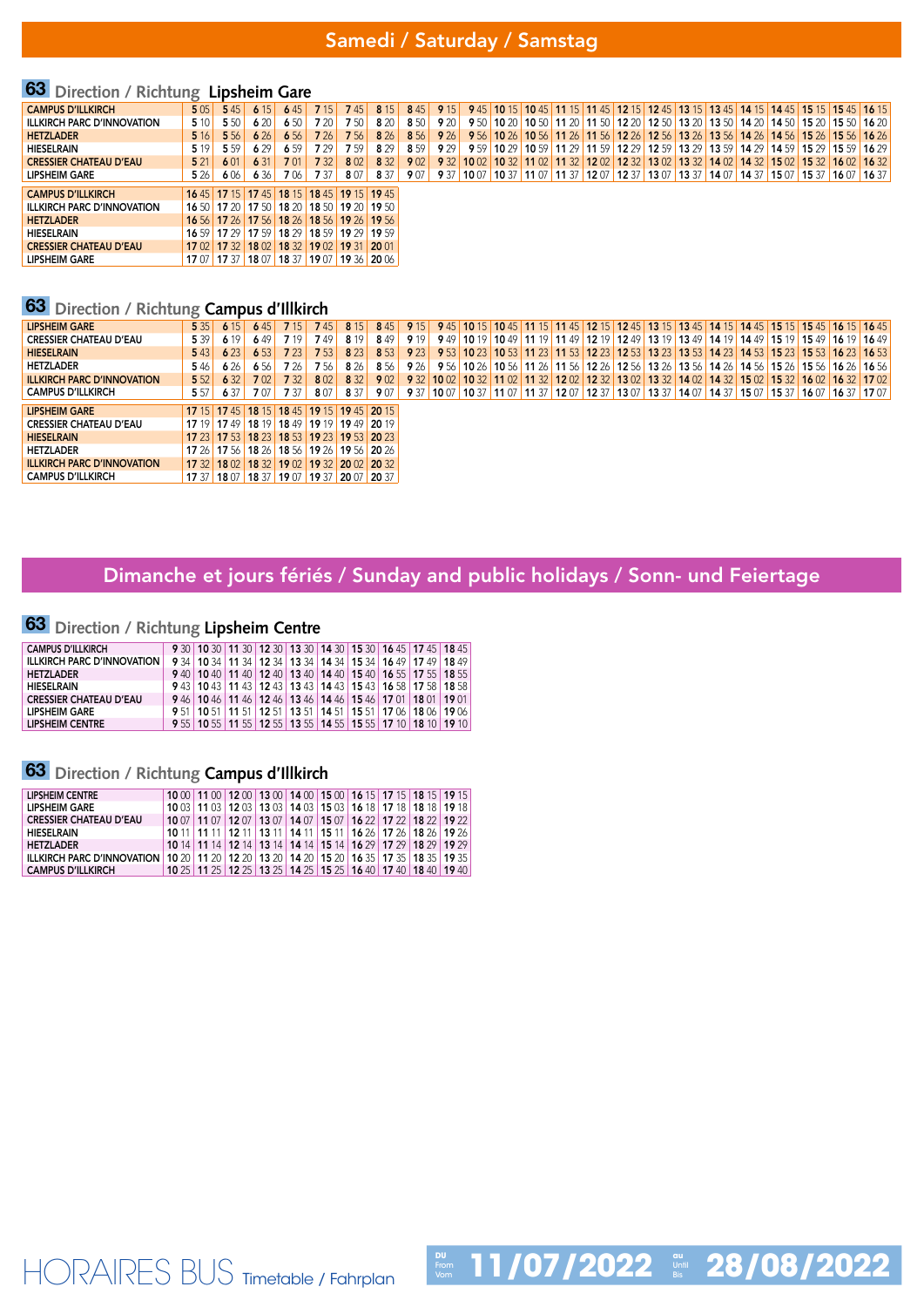## Samedi / Saturday / Samstag

### 63 Direction / Richtung Lipsheim Gare

| | | | | | | | | | | | | | | | | | | | | | | | | | | |
|---|---|---|---|---|---|---|---|---|---|---|---|---|---|---|---|---|---|---|---|---|---|---|---|---|---|---|
| CAMPUS D'ILLKIRCH | 5 05 | 5 45 | 6 15 | 6 45 | 7 15 | 7 45 | 8 15 | 8 45 | 9 15 | 9 45 | 10 15 | 10 45 | 11 15 | 11 45 | 12 15 | 12 45 | 13 15 | 13 45 | 14 15 | 14 45 | 15 15 | 15 45 | 16 15 |
| ILLKIRCH PARC D'INNOVATION | 5 10 | 5 50 | 6 20 | 6 50 | 7 20 | 7 50 | 8 20 | 8 50 | 9 20 | 9 50 | 10 20 | 10 50 | 11 20 | 11 50 | 12 20 | 12 50 | 13 20 | 13 50 | 14 20 | 14 50 | 15 20 | 15 50 | 16 20 |
| HETZLADER | 5 16 | 5 56 | 6 26 | 6 56 | 7 26 | 7 56 | 8 26 | 8 56 | 9 26 | 9 56 | 10 26 | 10 56 | 11 26 | 11 56 | 12 26 | 12 56 | 13 26 | 13 56 | 14 26 | 14 56 | 15 26 | 15 56 | 16 26 |
| HIESELRAIN | 5 19 | 5 59 | 6 29 | 6 59 | 7 29 | 7 59 | 8 29 | 8 59 | 9 29 | 9 59 | 10 29 | 10 59 | 11 29 | 11 59 | 12 29 | 12 59 | 13 29 | 13 59 | 14 29 | 14 59 | 15 29 | 15 59 | 16 29 |
| CRESSIER CHATEAU D'EAU | 5 21 | 6 01 | 6 31 | 7 01 | 7 32 | 8 02 | 8 32 | 9 02 | 9 32 | 10 02 | 10 32 | 11 02 | 11 32 | 12 02 | 12 32 | 13 02 | 13 32 | 14 02 | 14 32 | 15 02 | 15 32 | 16 02 | 16 32 |
| LIPSHEIM GARE | 5 26 | 6 06 | 6 36 | 7 06 | 7 37 | 8 07 | 8 37 | 9 07 | 9 37 | 10 07 | 10 37 | 11 07 | 11 37 | 12 07 | 12 37 | 13 07 | 13 37 | 14 07 | 14 37 | 15 07 | 15 37 | 16 07 | 16 37 |

| | | | | | | | |
|---|---|---|---|---|---|---|---|
| CAMPUS D'ILLKIRCH | 16 45 | 17 15 | 17 45 | 18 15 | 18 45 | 19 15 | 19 45 |
| ILLKIRCH PARC D'INNOVATION | 16 50 | 17 20 | 17 50 | 18 20 | 18 50 | 19 20 | 19 50 |
| HETZLADER | 16 56 | 17 26 | 17 56 | 18 26 | 18 56 | 19 26 | 19 56 |
| HIESELRAIN | 16 59 | 17 29 | 17 59 | 18 29 | 18 59 | 19 29 | 19 59 |
| CRESSIER CHATEAU D'EAU | 17 02 | 17 32 | 18 02 | 18 32 | 19 02 | 19 31 | 20 01 |
| LIPSHEIM GARE | 17 07 | 17 37 | 18 07 | 18 37 | 19 07 | 19 36 | 20 06 |

### 63 Direction / Richtung Campus d'Illkirch

| | | | | | | | | | | | | | | | | | | | | | | | | |
|---|---|---|---|---|---|---|---|---|---|---|---|---|---|---|---|---|---|---|---|---|---|---|---|---|
| LIPSHEIM GARE | 5 35 | 6 15 | 6 45 | 7 15 | 7 45 | 8 15 | 8 45 | 9 15 | 9 45 | 10 15 | 10 45 | 11 15 | 11 45 | 12 15 | 12 45 | 13 15 | 13 45 | 14 15 | 14 45 | 15 15 | 15 45 | 16 15 | 16 45 |
| CRESSIER CHATEAU D'EAU | 5 39 | 6 19 | 6 49 | 7 19 | 7 49 | 8 19 | 8 49 | 9 19 | 9 49 | 10 19 | 10 49 | 11 19 | 11 49 | 12 19 | 12 49 | 13 19 | 13 49 | 14 19 | 14 49 | 15 19 | 15 49 | 16 19 | 16 49 |
| HIESELRAIN | 5 43 | 6 23 | 6 53 | 7 23 | 7 53 | 8 23 | 8 53 | 9 23 | 9 53 | 10 23 | 10 53 | 11 23 | 11 53 | 12 23 | 12 53 | 13 23 | 13 53 | 14 23 | 14 53 | 15 23 | 15 53 | 16 23 | 16 53 |
| HETZLADER | 5 46 | 6 26 | 6 56 | 7 26 | 7 56 | 8 26 | 8 56 | 9 26 | 9 56 | 10 26 | 10 56 | 11 26 | 11 56 | 12 26 | 12 56 | 13 26 | 13 56 | 14 26 | 14 56 | 15 26 | 15 56 | 16 26 | 16 56 |
| ILLKIRCH PARC D'INNOVATION | 5 52 | 6 32 | 7 02 | 7 32 | 8 02 | 8 32 | 9 02 | 9 32 | 10 02 | 10 32 | 11 02 | 11 32 | 12 02 | 12 32 | 13 02 | 13 32 | 14 02 | 14 32 | 15 02 | 15 32 | 16 02 | 16 32 | 17 02 |
| CAMPUS D'ILLKIRCH | 5 57 | 6 37 | 7 07 | 7 37 | 8 07 | 8 37 | 9 07 | 9 37 | 10 07 | 10 37 | 11 07 | 11 37 | 12 07 | 12 37 | 13 07 | 13 37 | 14 07 | 14 37 | 15 07 | 15 37 | 16 07 | 16 37 | 17 07 |

| | | | | | | | |
|---|---|---|---|---|---|---|---|
| LIPSHEIM GARE | 17 15 | 17 45 | 18 15 | 18 45 | 19 15 | 19 45 | 20 15 |
| CRESSIER CHATEAU D'EAU | 17 19 | 17 49 | 18 19 | 18 49 | 19 19 | 19 49 | 20 19 |
| HIESELRAIN | 17 23 | 17 53 | 18 23 | 18 53 | 19 23 | 19 53 | 20 23 |
| HETZLADER | 17 26 | 17 56 | 18 26 | 18 56 | 19 26 | 19 56 | 20 26 |
| ILLKIRCH PARC D'INNOVATION | 17 32 | 18 02 | 18 32 | 19 02 | 19 32 | 20 02 | 20 32 |
| CAMPUS D'ILLKIRCH | 17 37 | 18 07 | 18 37 | 19 07 | 19 37 | 20 07 | 20 37 |

## Dimanche et jours fériés / Sunday and public holidays / Sonn- und Feiertage

### 63 Direction / Richtung Lipsheim Centre

| | | | | | | | | | | |
|---|---|---|---|---|---|---|---|---|---|---|
| CAMPUS D'ILLKIRCH | 9 30 | 10 30 | 11 30 | 12 30 | 13 30 | 14 30 | 15 30 | 16 45 | 17 45 | 18 45 |
| ILLKIRCH PARC D'INNOVATION | 9 34 | 10 34 | 11 34 | 12 34 | 13 34 | 14 34 | 15 34 | 16 49 | 17 49 | 18 49 |
| HETZLADER | 9 40 | 10 40 | 11 40 | 12 40 | 13 40 | 14 40 | 15 40 | 16 55 | 17 55 | 18 55 |
| HIESELRAIN | 9 43 | 10 43 | 11 43 | 12 43 | 13 43 | 14 43 | 15 43 | 16 58 | 17 58 | 18 58 |
| CRESSIER CHATEAU D'EAU | 9 46 | 10 46 | 11 46 | 12 46 | 13 46 | 14 46 | 15 46 | 17 01 | 18 01 | 19 01 |
| LIPSHEIM GARE | 9 51 | 10 51 | 11 51 | 12 51 | 13 51 | 14 51 | 15 51 | 17 06 | 18 06 | 19 06 |
| LIPSHEIM CENTRE | 9 55 | 10 55 | 11 55 | 12 55 | 13 55 | 14 55 | 15 55 | 17 10 | 18 10 | 19 10 |

### 63 Direction / Richtung Campus d'Illkirch

| | | | | | | | | | | |
|---|---|---|---|---|---|---|---|---|---|---|
| LIPSHEIM CENTRE | 10 00 | 11 00 | 12 00 | 13 00 | 14 00 | 15 00 | 16 15 | 17 15 | 18 15 | 19 15 |
| LIPSHEIM GARE | 10 03 | 11 03 | 12 03 | 13 03 | 14 03 | 15 03 | 16 18 | 17 18 | 18 18 | 19 18 |
| CRESSIER CHATEAU D'EAU | 10 07 | 11 07 | 12 07 | 13 07 | 14 07 | 15 07 | 16 22 | 17 22 | 18 22 | 19 22 |
| HIESELRAIN | 10 11 | 11 11 | 12 11 | 13 11 | 14 11 | 15 11 | 16 26 | 17 26 | 18 26 | 19 26 |
| HETZLADER | 10 14 | 11 14 | 12 14 | 13 14 | 14 14 | 15 14 | 16 29 | 17 29 | 18 29 | 19 29 |
| ILLKIRCH PARC D'INNOVATION | 10 20 | 11 20 | 12 20 | 13 20 | 14 20 | 15 20 | 16 35 | 17 35 | 18 35 | 19 35 |
| CAMPUS D'ILLKIRCH | 10 25 | 11 25 | 12 25 | 13 25 | 14 25 | 15 25 | 16 40 | 17 40 | 18 40 | 19 40 |

HORAIRES BUS Timetable / Fahrplan

DU / From / Vom **11/07/2022** AU / Until / Bis **28/08/2022**